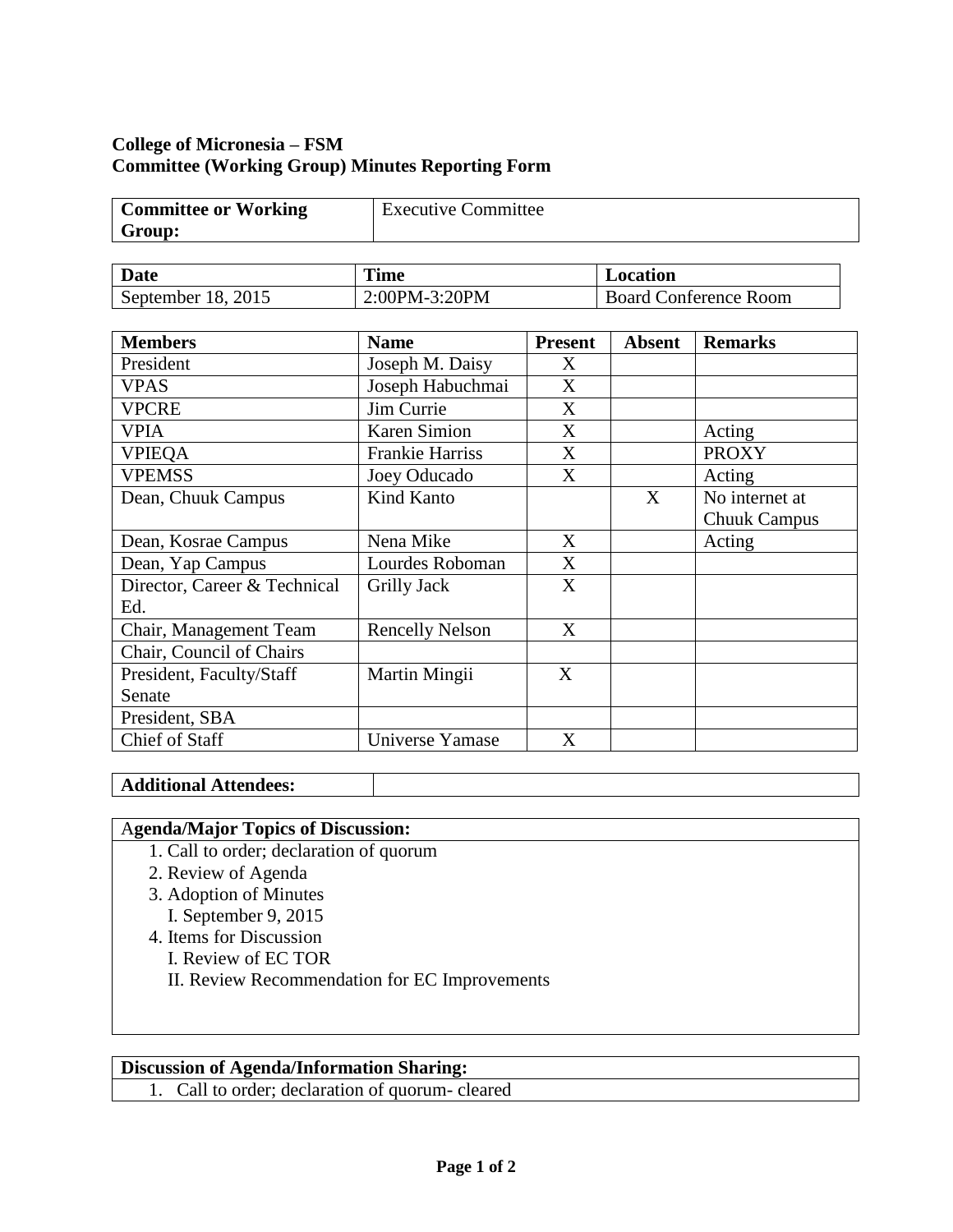**College of Micronesia – FSM**
**Committee (Working Group) Minutes Reporting Form**

| **Committee or Working Group:** | Executive Committee |
|---|---|

| **Date** | **Time** | **Location** |
|---|---|---|
| September 18, 2015 | 2:00PM-3:20PM | Board Conference Room |

| **Members** | **Name** | **Present** | **Absent** | **Remarks** |
|---|---|---|---|---|
| President | Joseph M. Daisy | X | | |
| VPAS | Joseph Habuchmai | X | | |
| VPCRE | Jim Currie | X | | |
| VPIA | Karen Simion | X | | Acting |
| VPIEQA | Frankie Harriss | X | | PROXY |
| VPEMSS | Joey Oducado | X | | Acting |
| Dean, Chuuk Campus | Kind Kanto | | X | No internet at Chuuk Campus |
| Dean, Kosrae Campus | Nena Mike | X | | Acting |
| Dean, Yap Campus | Lourdes Roboman | X | | |
| Director, Career & Technical Ed. | Grilly Jack | X | | |
| Chair, Management Team | Rencelly Nelson | X | | |
| Chair, Council of Chairs | | | | |
| President, Faculty/Staff Senate | Martin Mingii | X | | |
| President, SBA | | | | |
| Chief of Staff | Universe Yamase | X | | |

| **Additional Attendees:** | |
|---|---|

**Agenda/Major Topics of Discussion:**

1. Call to order; declaration of quorum
2. Review of Agenda
3. Adoption of Minutes
   I. September 9, 2015
4. Items for Discussion
   I. Review of EC TOR
   II. Review Recommendation for EC Improvements

**Discussion of Agenda/Information Sharing:**

1. Call to order; declaration of quorum- cleared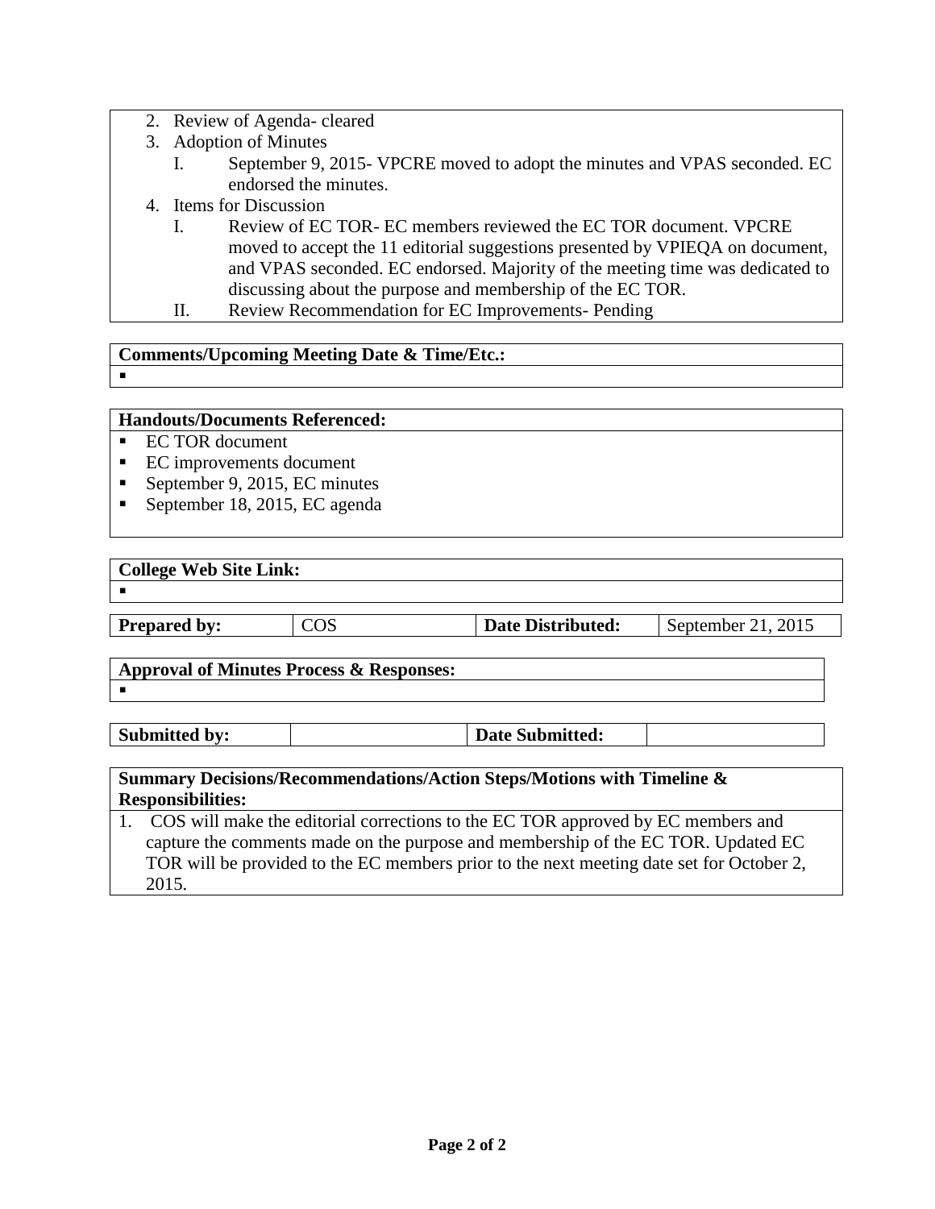2. Review of Agenda- cleared
3. Adoption of Minutes
   I. September 9, 2015- VPCRE moved to adopt the minutes and VPAS seconded. EC endorsed the minutes.
4. Items for Discussion
   I. Review of EC TOR- EC members reviewed the EC TOR document. VPCRE moved to accept the 11 editorial suggestions presented by VPIEQA on document, and VPAS seconded. EC endorsed. Majority of the meeting time was dedicated to discussing about the purpose and membership of the EC TOR.
   II. Review Recommendation for EC Improvements- Pending

**Comments/Upcoming Meeting Date & Time/Etc.:**

▪

**Handouts/Documents Referenced:**

- EC TOR document
- EC improvements document
- September 9, 2015, EC minutes
- September 18, 2015, EC agenda

**College Web Site Link:**

▪

| | | | |
|---|---|---|---|
| **Prepared by:** | COS | **Date Distributed:** | September 21, 2015 |

**Approval of Minutes Process & Responses:**

▪

| | | | |
|---|---|---|---|
| **Submitted by:** | | **Date Submitted:** | |

**Summary Decisions/Recommendations/Action Steps/Motions with Timeline & Responsibilities:**

1. COS will make the editorial corrections to the EC TOR approved by EC members and capture the comments made on the purpose and membership of the EC TOR. Updated EC TOR will be provided to the EC members prior to the next meeting date set for October 2, 2015.